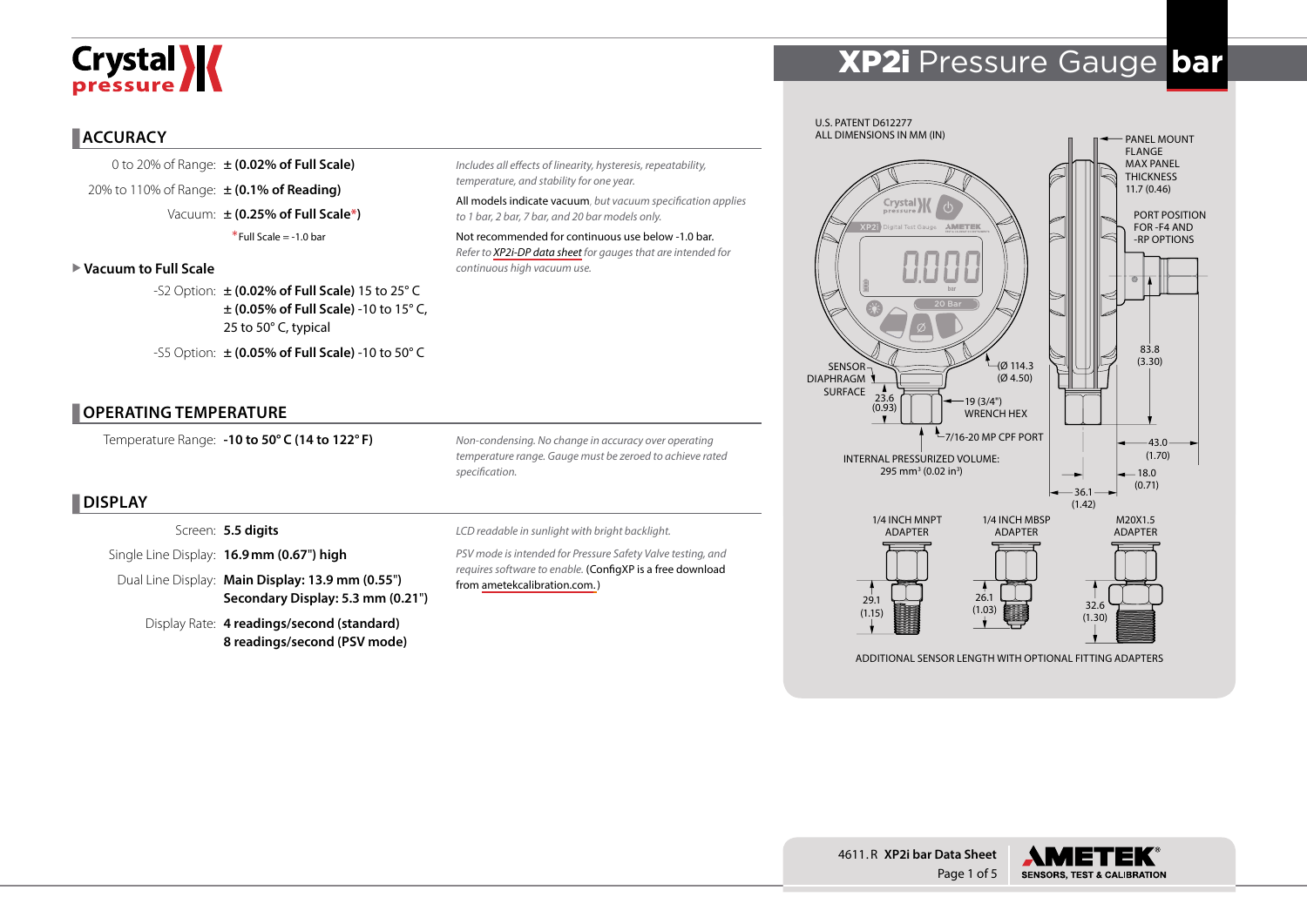# XP2i Pressure Gauge bar

## ACCURACY

| | | |
|---|---|---|
| 0 to 20% of Range: | **± (0.02% of Full Scale)** | *Includes all effects of linearity, hysteresis, repeatability, temperature, and stability for one year.* |
| 20% to 110% of Range: | **± (0.1% of Reading)** | All models indicate vacuum, *but vacuum specification applies to 1 bar, 2 bar, 7 bar, and 20 bar models only.* |
| Vacuum: | **± (0.25% of Full Scale*)** | Not recommended for continuous use below -1.0 bar. *Refer to XP2i-DP data sheet for gauges that are intended for continuous high vacuum use.* |
| | *Full Scale = -1.0 bar | |

### Vacuum to Full Scale

| | |
|---|---|
| -S2 Option: | **± (0.02% of Full Scale)** 15 to 25° C<br>**± (0.05% of Full Scale)** -10 to 15° C, 25 to 50° C, typical |
| -S5 Option: | **± (0.05% of Full Scale)** -10 to 50° C |

## OPERATING TEMPERATURE

| | | |
|---|---|---|
| Temperature Range: | **-10 to 50° C (14 to 122° F)** | *Non-condensing. No change in accuracy over operating temperature range. Gauge must be zeroed to achieve rated specification.* |

## DISPLAY

| | | |
|---|---|---|
| Screen: | **5.5 digits** | *LCD readable in sunlight with bright backlight.* |
| Single Line Display: | **16.9 mm (0.67") high** | *PSV mode is intended for Pressure Safety Valve testing, and requires software to enable.* (ConfigXP is a free download from ametekcalibration.com.) |
| Dual Line Display: | **Main Display: 13.9 mm (0.55")**<br>**Secondary Display: 5.3 mm (0.21")** | |
| Display Rate: | **4 readings/second (standard)**<br>**8 readings/second (PSV mode)** | |

U.S. PATENT D612277
ALL DIMENSIONS IN MM (IN)

PANEL MOUNT FLANGE MAX PANEL THICKNESS 11.7 (0.46)

PORT POSITION FOR -F4 AND -RP OPTIONS

SENSOR DIAPHRAGM SURFACE 23.6 (0.93)

(Ø 114.3 (Ø 4.50)

19 (3/4") WRENCH HEX

7/16-20 MP CPF PORT

INTERNAL PRESSURIZED VOLUME: 295 mm³ (0.02 in³)

83.8 (3.30)

43.0 (1.70)

18.0 (0.71)

36.1 (1.42)

| 1/4 INCH MNPT ADAPTER | 1/4 INCH MBSP ADAPTER | M20X1.5 ADAPTER |
|---|---|---|
| 29.1 (1.15) | 26.1 (1.03) | 32.6 (1.30) |

ADDITIONAL SENSOR LENGTH WITH OPTIONAL FITTING ADAPTERS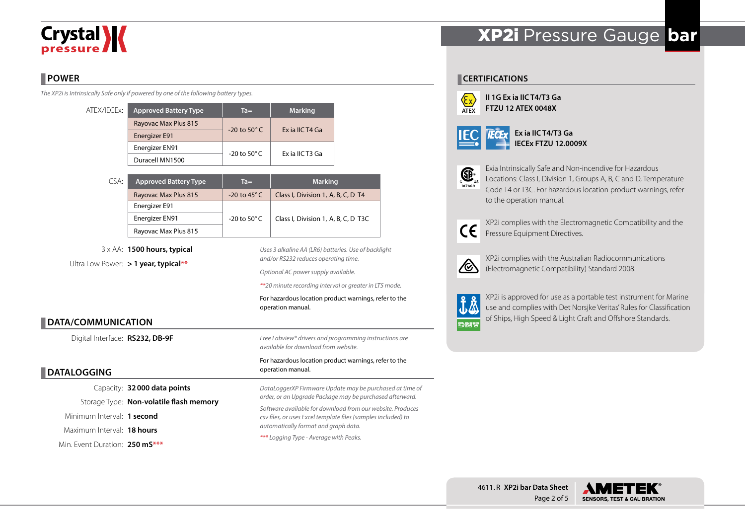# XP2i Pressure Gauge bar

## POWER

*The XP2i is Intrinsically Safe only if powered by one of the following battery types.*

ATEX/IECEx:

| Approved Battery Type | Ta= | Marking |
|---|---|---|
| Rayovac Max Plus 815 | -20 to 50° C | Ex ia IIC T4 Ga |
| Energizer E91 | | |
| Energizer EN91 | -20 to 50° C | Ex ia IIC T3 Ga |
| Duracell MN1500 | | |

CSA:

| Approved Battery Type | Ta= | Marking |
|---|---|---|
| Rayovac Max Plus 815 | -20 to 45° C | Class I, Division 1, A, B, C, D T4 |
| Energizer E91 | -20 to 50° C | Class I, Division 1, A, B, C, D T3C |
| Energizer EN91 | | |
| Rayovac Max Plus 815 | | |

3 x AA: **1500 hours, typical**

Ultra Low Power: **> 1 year, typical****

*Uses 3 alkaline AA (LR6) batteries. Use of backlight and/or RS232 reduces operating time.*

*Optional AC power supply available.*

***20 minute recording interval or greater in LT5 mode.*

For hazardous location product warnings, refer to the operation manual.

## DATA/COMMUNICATION

Digital Interface: **RS232, DB-9F**

*Free Labview® drivers and programming instructions are available for download from website.*

For hazardous location product warnings, refer to the operation manual.

## DATALOGGING

Capacity: **32 000 data points**

Storage Type: **Non-volatile flash memory**

Minimum Interval: **1 second**

Maximum Interval: **18 hours**

Min. Event Duration: **250 mS*****

*DataLoggerXP Firmware Update may be purchased at time of order, or an Upgrade Package may be purchased afterward.*

*Software available for download from our website. Produces csv files, or uses Excel template files (samples included) to automatically format and graph data.*

**** Logging Type - Average with Peaks.*

## CERTIFICATIONS

ATEX

**II 1G Ex ia IIC T4/T3 Ga**
**FTZU 12 ATEX 0048X**

IEC IECEx

**Ex ia IIC T4/T3 Ga**
**IECEx FTZU 12.0009X**

Exia Intrinsically Safe and Non-incendive for Hazardous Locations: Class I, Division 1, Groups A, B, C and D, Temperature Code T4 or T3C. For hazardous location product warnings, refer to the operation manual.

XP2i complies with the Electromagnetic Compatibility and the Pressure Equipment Directives.

XP2i complies with the Australian Radiocommunications (Electromagnetic Compatibility) Standard 2008.

XP2i is approved for use as a portable test instrument for Marine use and complies with Det Norsjke Veritas' Rules for Classification of Ships, High Speed & Light Craft and Offshore Standards.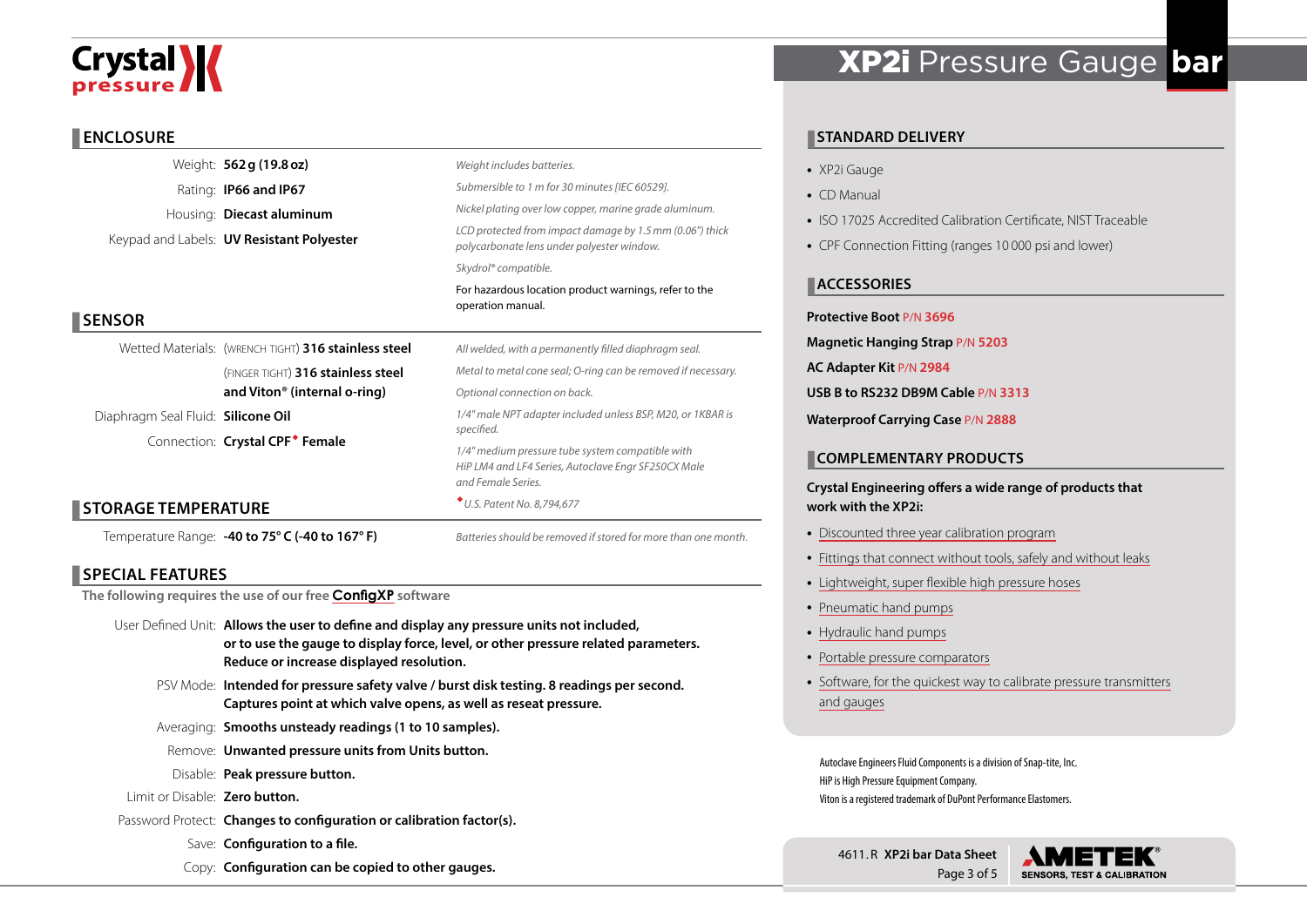## ENCLOSURE

| | | |
|---|---|---|
| Weight: | **562 g (19.8 oz)** | *Weight includes batteries.* |
| Rating: | **IP66 and IP67** | *Submersible to 1 m for 30 minutes [IEC 60529].* |
| Housing: | **Diecast aluminum** | *Nickel plating over low copper, marine grade aluminum.* |
| Keypad and Labels: | **UV Resistant Polyester** | *LCD protected from impact damage by 1.5 mm (0.06") thick polycarbonate lens under polyester window.* |
| | | *Skydrol® compatible.* |
| | | For hazardous location product warnings, refer to the operation manual. |

## SENSOR

| | | |
|---|---|---|
| Wetted Materials: | (WRENCH TIGHT) **316 stainless steel** | *All welded, with a permanently filled diaphragm seal.* |
| | (FINGER TIGHT) **316 stainless steel and Viton® (internal o-ring)** | *Metal to metal cone seal; O-ring can be removed if necessary.* |
| | | *Optional connection on back.* |
| Diaphragm Seal Fluid: | **Silicone Oil** | *1/4" male NPT adapter included unless BSP, M20, or 1KBAR is specified.* |
| Connection: | **Crystal CPF◆ Female** | *1/4" medium pressure tube system compatible with HiP LM4 and LF4 Series, Autoclave Engr SF250CX Male and Female Series.* |
| | | ◆*U.S. Patent No. 8,794,677* |

## STORAGE TEMPERATURE

| | | |
|---|---|---|
| Temperature Range: | **-40 to 75° C (-40 to 167° F)** | *Batteries should be removed if stored for more than one month.* |

## SPECIAL FEATURES

**The following requires the use of our free ConfigXP software**

| | |
|---|---|
| User Defined Unit: | **Allows the user to define and display any pressure units not included, or to use the gauge to display force, level, or other pressure related parameters. Reduce or increase displayed resolution.** |
| PSV Mode: | **Intended for pressure safety valve / burst disk testing. 8 readings per second. Captures point at which valve opens, as well as reseat pressure.** |
| Averaging: | **Smooths unsteady readings (1 to 10 samples).** |
| Remove: | **Unwanted pressure units from Units button.** |
| Disable: | **Peak pressure button.** |
| Limit or Disable: | **Zero button.** |
| Password Protect: | **Changes to configuration or calibration factor(s).** |
| Save: | **Configuration to a file.** |
| Copy: | **Configuration can be copied to other gauges.** |

## STANDARD DELIVERY

- XP2i Gauge
- CD Manual
- ISO 17025 Accredited Calibration Certificate, NIST Traceable
- CPF Connection Fitting (ranges 10 000 psi and lower)

## ACCESSORIES

**Protective Boot** P/N **3696**

**Magnetic Hanging Strap** P/N **5203**

**AC Adapter Kit** P/N **2984**

**USB B to RS232 DB9M Cable** P/N **3313**

**Waterproof Carrying Case** P/N **2888**

## COMPLEMENTARY PRODUCTS

**Crystal Engineering offers a wide range of products that work with the XP2i:**

- Discounted three year calibration program
- Fittings that connect without tools, safely and without leaks
- Lightweight, super flexible high pressure hoses
- Pneumatic hand pumps
- Hydraulic hand pumps
- Portable pressure comparators
- Software, for the quickest way to calibrate pressure transmitters and gauges

Autoclave Engineers Fluid Components is a division of Snap-tite, Inc.
HiP is High Pressure Equipment Company.
Viton is a registered trademark of DuPont Performance Elastomers.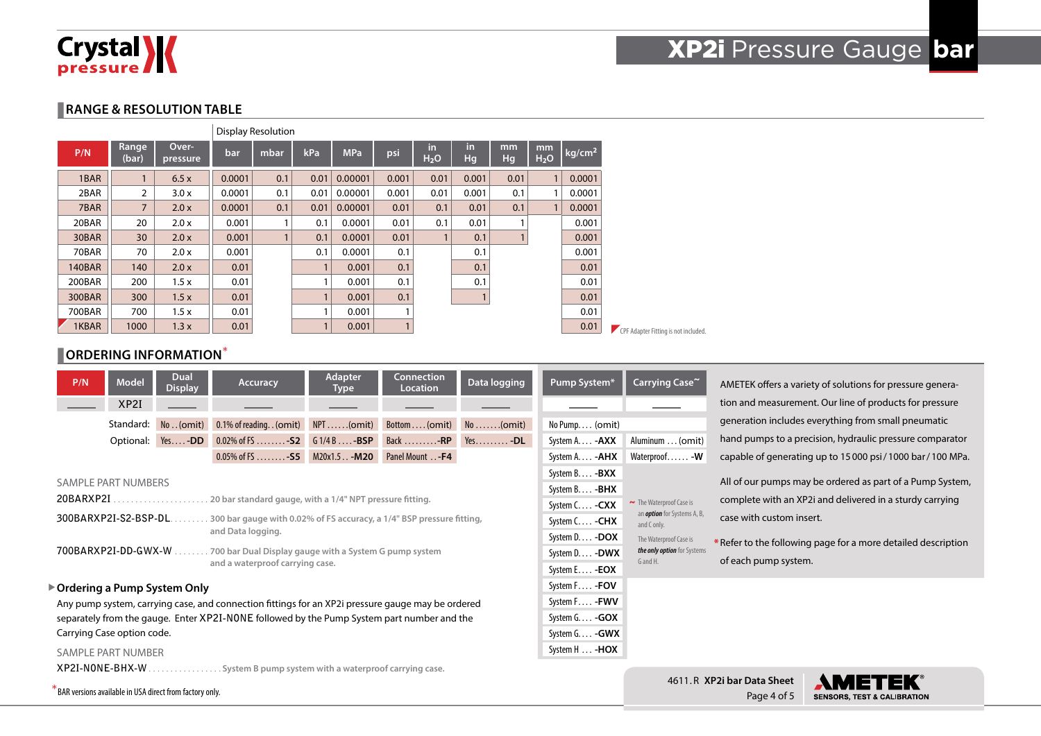# XP2i Pressure Gauge bar

## RANGE & RESOLUTION TABLE

| P/N | Range (bar) | Over-pressure | Display Resolution: bar | mbar | kPa | MPa | psi | in $H_2O$ | in Hg | mm Hg | mm $H_2O$ | kg/cm² |
|---|---|---|---|---|---|---|---|---|---|---|---|---|
| 1BAR | 1 | 6.5 x | 0.0001 | 0.1 | 0.01 | 0.00001 | 0.001 | 0.01 | 0.001 | 0.01 | 1 | 0.0001 |
| 2BAR | 2 | 3.0 x | 0.0001 | 0.1 | 0.01 | 0.00001 | 0.001 | 0.01 | 0.001 | 0.1 | 1 | 0.0001 |
| 7BAR | 7 | 2.0 x | 0.0001 | 0.1 | 0.01 | 0.00001 | 0.01 | 0.1 | 0.01 | 0.1 | 1 | 0.0001 |
| 20BAR | 20 | 2.0 x | 0.001 | 1 | 0.1 | 0.0001 | 0.01 | 0.1 | 0.01 | 1 | | 0.001 |
| 30BAR | 30 | 2.0 x | 0.001 | 1 | 0.1 | 0.0001 | 0.01 | 1 | 0.1 | 1 | | 0.001 |
| 70BAR | 70 | 2.0 x | 0.001 | | 0.1 | 0.0001 | 0.1 | | 0.1 | | | 0.001 |
| 140BAR | 140 | 2.0 x | 0.01 | | 1 | 0.001 | 0.1 | | 0.1 | | | 0.01 |
| 200BAR | 200 | 1.5 x | 0.01 | | 1 | 0.001 | 0.1 | | 0.1 | | | 0.01 |
| 300BAR | 300 | 1.5 x | 0.01 | | 1 | 0.001 | 0.1 | | 1 | | | 0.01 |
| 700BAR | 700 | 1.5 x | 0.01 | | 1 | 0.001 | 1 | | | | | 0.01 |
| 1KBAR | 1000 | 1.3 x | 0.01 | | 1 | 0.001 | 1 | | | | | 0.01 |

CPF Adapter Fitting is not included.

## ORDERING INFORMATION*

| P/N | Model | Dual Display | Accuracy | Adapter Type | Connection Location | Data logging |
|---|---|---|---|---|---|---|
| ____ | XP2I | ____ | ____ | ____ | ____ | ____ |
| | Standard: | No . . (omit) | 0.1% of reading . . (omit) | NPT . . . . . . (omit) | Bottom . . . . (omit) | No . . . . . . . (omit) |
| | Optional: | Yes . . . . **-DD** | 0.02% of FS . . . . . . . . **-S2** | G 1/4 B . . . . **-BSP** | Back . . . . . . . . . **-RP** | Yes. . . . . . . . . **-DL** |
| | | | 0.05% of FS . . . . . . . . **-S5** | M20x1.5 . . **-M20** | Panel Mount . . **-F4** | |

| Pump System* | Carrying Case~ |
|---|---|
| ____ | ____ |
| No Pump. . . . (omit) | |
| System A. . . . **-AXX** | Aluminum . . . (omit) |
| System A. . . . **-AHX** | Waterproof. . . . . . **-W** |
| System B. . . . **-BXX** | |
| System B. . . . **-BHX** | |
| System C. . . . **-CXX** | ~ The Waterproof Case is an ***option*** for Systems A, B, and C only. |
| System C. . . . **-CHX** | |
| System D. . . . **-DOX** | The Waterproof Case is ***the only option*** for Systems G and H. |
| System D. . . . **-DWX** | |
| System E. . . . **-EOX** | |
| System F. . . . **-FOV** | |
| System F. . . . **-FWV** | |
| System G. . . . **-GOX** | |
| System G. . . . **-GWX** | |
| System H . . . **-HOX** | |

AMETEK offers a variety of solutions for pressure generation and measurement. Our line of products for pressure generation includes everything from small pneumatic hand pumps to a precision, hydraulic pressure comparator capable of generating up to 15 000 psi / 1000 bar / 100 MPa.

All of our pumps may be ordered as part of a Pump System, complete with an XP2i and delivered in a sturdy carrying case with custom insert.

*Refer to the following page for a more detailed description of each pump system.

SAMPLE PART NUMBERS

20BARXP2I . . . . . . . . . . . . . . . . . . . . . . 20 bar standard gauge, with a 1/4" NPT pressure fitting.

300BARXP2I-S2-BSP-DL. . . . . . . . . 300 bar gauge with 0.02% of FS accuracy, a 1/4" BSP pressure fitting, and Data logging.

700BARXP2I-DD-GWX-W . . . . . . . . 700 bar Dual Display gauge with a System G pump system and a waterproof carrying case.

### Ordering a Pump System Only

Any pump system, carrying case, and connection fittings for an XP2i pressure gauge may be ordered separately from the gauge. Enter XP2I-NONE followed by the Pump System part number and the Carrying Case option code.

SAMPLE PART NUMBER

XP2I-NONE-BHX-W . . . . . . . . . . . . . . . . . System B pump system with a waterproof carrying case.

*BAR versions available in USA direct from factory only.

4611.R **XP2i bar Data Sheet**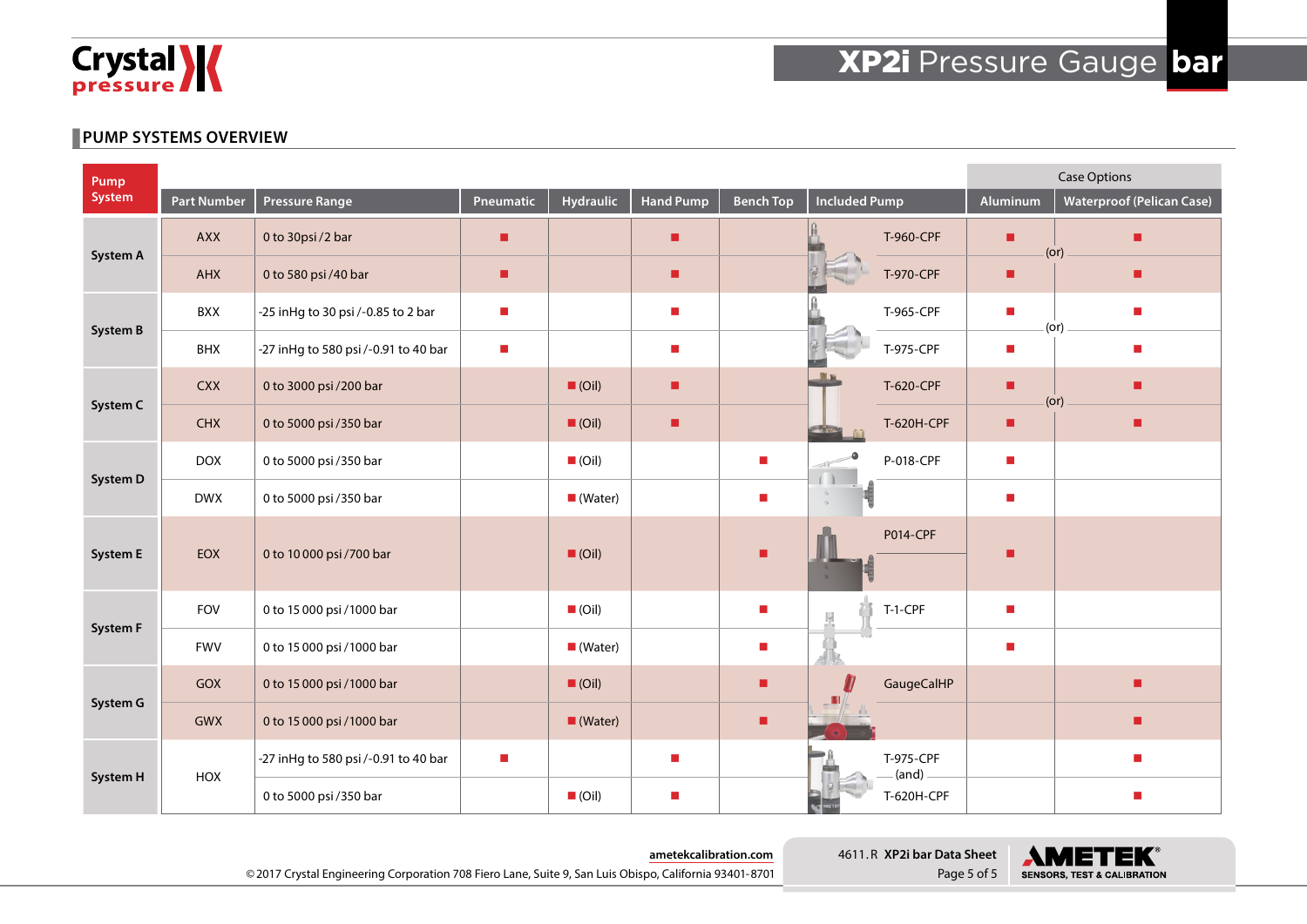## PUMP SYSTEMS OVERVIEW

| Pump System | Part Number | Pressure Range | Pneumatic | Hydraulic | Hand Pump | Bench Top | Included Pump | Case Options: Aluminum | Case Options: Waterproof (Pelican Case) |
|---|---|---|---|---|---|---|---|---|---|
| System A | AXX | 0 to 30psi / 2 bar | ■ | | ■ | | T-960-CPF | ■ (or) | ■ |
| | AHX | 0 to 580 psi / 40 bar | ■ | | ■ | | T-970-CPF | ■ | ■ |
| System B | BXX | -25 inHg to 30 psi / -0.85 to 2 bar | ■ | | ■ | | T-965-CPF | ■ (or) | ■ |
| | BHX | -27 inHg to 580 psi / -0.91 to 40 bar | ■ | | ■ | | T-975-CPF | ■ | ■ |
| System C | CXX | 0 to 3000 psi / 200 bar | | ■ (Oil) | ■ | | T-620-CPF | ■ (or) | ■ |
| | CHX | 0 to 5000 psi / 350 bar | | ■ (Oil) | ■ | | T-620H-CPF | ■ | ■ |
| System D | DOX | 0 to 5000 psi / 350 bar | | ■ (Oil) | | ■ | P-018-CPF | ■ | |
| | DWX | 0 to 5000 psi / 350 bar | | ■ (Water) | | ■ | | ■ | |
| System E | EOX | 0 to 10 000 psi / 700 bar | | ■ (Oil) | | ■ | P014-CPF | ■ | |
| System F | FOV | 0 to 15 000 psi / 1000 bar | | ■ (Oil) | | ■ | T-1-CPF | ■ | |
| | FWV | 0 to 15 000 psi / 1000 bar | | ■ (Water) | | ■ | | ■ | |
| System G | GOX | 0 to 15 000 psi / 1000 bar | | ■ (Oil) | | ■ | GaugeCalHP | | ■ |
| | GWX | 0 to 15 000 psi / 1000 bar | | ■ (Water) | | ■ | | | ■ |
| System H | HOX | -27 inHg to 580 psi / -0.91 to 40 bar | ■ | | ■ | | T-975-CPF (and) | | ■ |
| | | 0 to 5000 psi / 350 bar | | ■ (Oil) | ■ | | T-620H-CPF | | ■ |

ametekcalibration.com

© 2017 Crystal Engineering Corporation 708 Fiero Lane, Suite 9, San Luis Obispo, California 93401-8701

4611.R **XP2i bar Data Sheet**